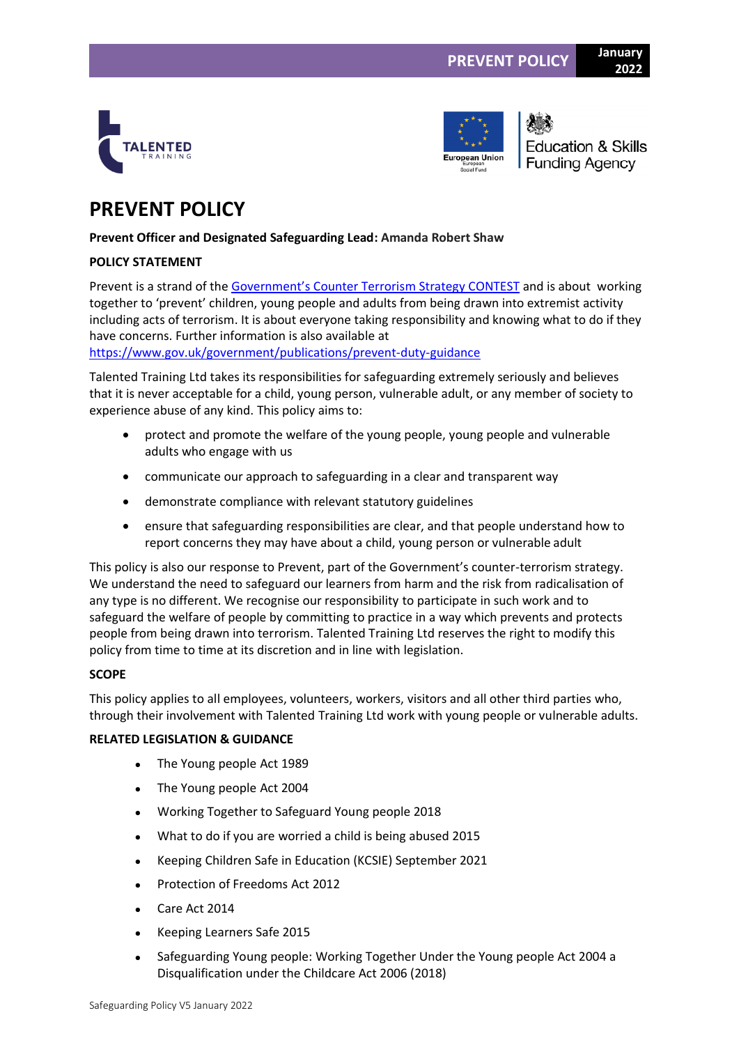# PREVENT POLICY

**Prevent Officer and Designated Safeguarding Lead: Amanda Robert Shaw**

**POLICY STATEMENT**

Prevent is a strand of the Government's Counter Terrorism Strategy CONTEST and is about working together to 'prevent' children, young people and adults from being drawn into extremist activity including acts of terrorism. It is about everyone taking responsibility and knowing what to do if they have concerns. Further information is also available at https://www.gov.uk/government/publications/prevent-duty-guidance

Talented Training Ltd takes its responsibilities for safeguarding extremely seriously and believes that it is never acceptable for a child, young person, vulnerable adult, or any member of society to experience abuse of any kind. This policy aims to:

- protect and promote the welfare of the young people, young people and vulnerable adults who engage with us
- communicate our approach to safeguarding in a clear and transparent way
- demonstrate compliance with relevant statutory guidelines
- ensure that safeguarding responsibilities are clear, and that people understand how to report concerns they may have about a child, young person or vulnerable adult

This policy is also our response to Prevent, part of the Government's counter-terrorism strategy. We understand the need to safeguard our learners from harm and the risk from radicalisation of any type is no different. We recognise our responsibility to participate in such work and to safeguard the welfare of people by committing to practice in a way which prevents and protects people from being drawn into terrorism. Talented Training Ltd reserves the right to modify this policy from time to time at its discretion and in line with legislation.

**SCOPE**

This policy applies to all employees, volunteers, workers, visitors and all other third parties who, through their involvement with Talented Training Ltd work with young people or vulnerable adults.

**RELATED LEGISLATION & GUIDANCE**

- The Young people Act 1989
- The Young people Act 2004
- Working Together to Safeguard Young people 2018
- What to do if you are worried a child is being abused 2015
- Keeping Children Safe in Education (KCSIE) September 2021
- Protection of Freedoms Act 2012
- Care Act 2014
- Keeping Learners Safe 2015
- Safeguarding Young people: Working Together Under the Young people Act 2004 a Disqualification under the Childcare Act 2006 (2018)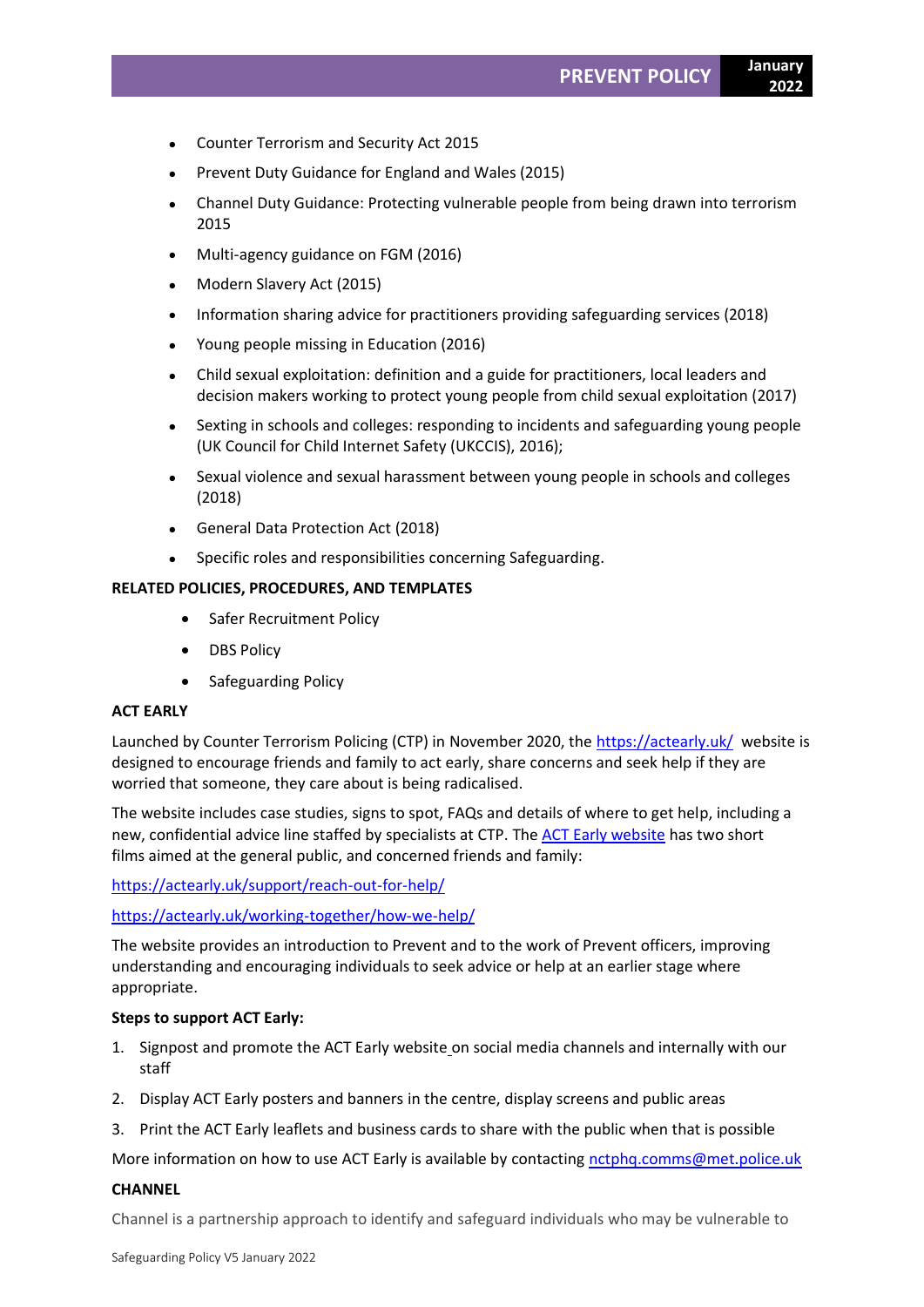- Counter Terrorism and Security Act 2015
- Prevent Duty Guidance for England and Wales (2015)
- Channel Duty Guidance: Protecting vulnerable people from being drawn into terrorism 2015
- Multi-agency guidance on FGM (2016)
- Modern Slavery Act (2015)
- Information sharing advice for practitioners providing safeguarding services (2018)
- Young people missing in Education (2016)
- Child sexual exploitation: definition and a guide for practitioners, local leaders and decision makers working to protect young people from child sexual exploitation (2017)
- Sexting in schools and colleges: responding to incidents and safeguarding young people (UK Council for Child Internet Safety (UKCCIS), 2016);
- Sexual violence and sexual harassment between young people in schools and colleges (2018)
- General Data Protection Act (2018)
- Specific roles and responsibilities concerning Safeguarding.

**RELATED POLICIES, PROCEDURES, AND TEMPLATES**

- Safer Recruitment Policy
- DBS Policy
- Safeguarding Policy

**ACT EARLY**

Launched by Counter Terrorism Policing (CTP) in November 2020, the https://actearly.uk/ website is designed to encourage friends and family to act early, share concerns and seek help if they are worried that someone, they care about is being radicalised.

The website includes case studies, signs to spot, FAQs and details of where to get help, including a new, confidential advice line staffed by specialists at CTP. The ACT Early website has two short films aimed at the general public, and concerned friends and family:

https://actearly.uk/support/reach-out-for-help/

https://actearly.uk/working-together/how-we-help/

The website provides an introduction to Prevent and to the work of Prevent officers, improving understanding and encouraging individuals to seek advice or help at an earlier stage where appropriate.

**Steps to support ACT Early:**

1. Signpost and promote the ACT Early website on social media channels and internally with our staff
2. Display ACT Early posters and banners in the centre, display screens and public areas
3. Print the ACT Early leaflets and business cards to share with the public when that is possible

More information on how to use ACT Early is available by contacting nctphq.comms@met.police.uk

**CHANNEL**

Channel is a partnership approach to identify and safeguard individuals who may be vulnerable to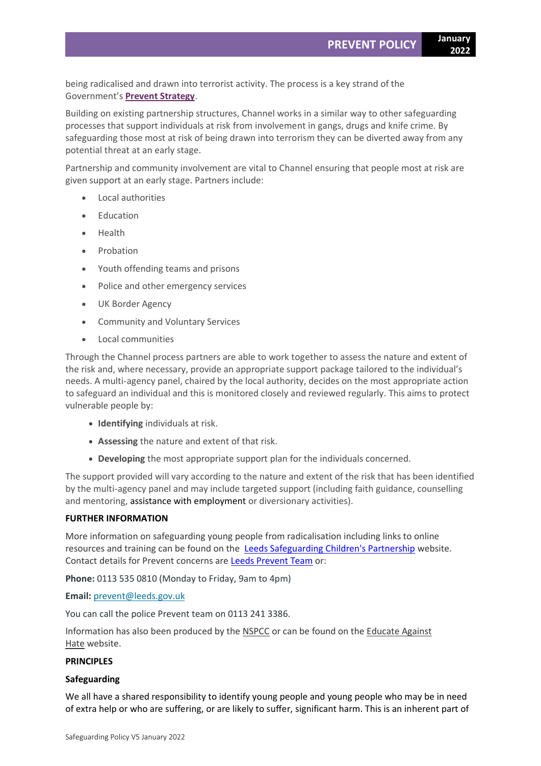being radicalised and drawn into terrorist activity. The process is a key strand of the Government's **Prevent Strategy**.

Building on existing partnership structures, Channel works in a similar way to other safeguarding processes that support individuals at risk from involvement in gangs, drugs and knife crime. By safeguarding those most at risk of being drawn into terrorism they can be diverted away from any potential threat at an early stage.

Partnership and community involvement are vital to Channel ensuring that people most at risk are given support at an early stage. Partners include:

- Local authorities
- Education
- Health
- Probation
- Youth offending teams and prisons
- Police and other emergency services
- UK Border Agency
- Community and Voluntary Services
- Local communities

Through the Channel process partners are able to work together to assess the nature and extent of the risk and, where necessary, provide an appropriate support package tailored to the individual's needs. A multi-agency panel, chaired by the local authority, decides on the most appropriate action to safeguard an individual and this is monitored closely and reviewed regularly. This aims to protect vulnerable people by:

- **Identifying** individuals at risk.
- **Assessing** the nature and extent of that risk.
- **Developing** the most appropriate support plan for the individuals concerned.

The support provided will vary according to the nature and extent of the risk that has been identified by the multi-agency panel and may include targeted support (including faith guidance, counselling and mentoring, assistance with employment or diversionary activities).

**FURTHER INFORMATION**

More information on safeguarding young people from radicalisation including links to online resources and training can be found on the Leeds Safeguarding Children's Partnership website. Contact details for Prevent concerns are Leeds Prevent Team or:

**Phone:** 0113 535 0810 (Monday to Friday, 9am to 4pm)

**Email:** prevent@leeds.gov.uk

You can call the police Prevent team on 0113 241 3386.

Information has also been produced by the NSPCC or can be found on the Educate Against Hate website.

**PRINCIPLES**

**Safeguarding**

We all have a shared responsibility to identify young people and young people who may be in need of extra help or who are suffering, or are likely to suffer, significant harm. This is an inherent part of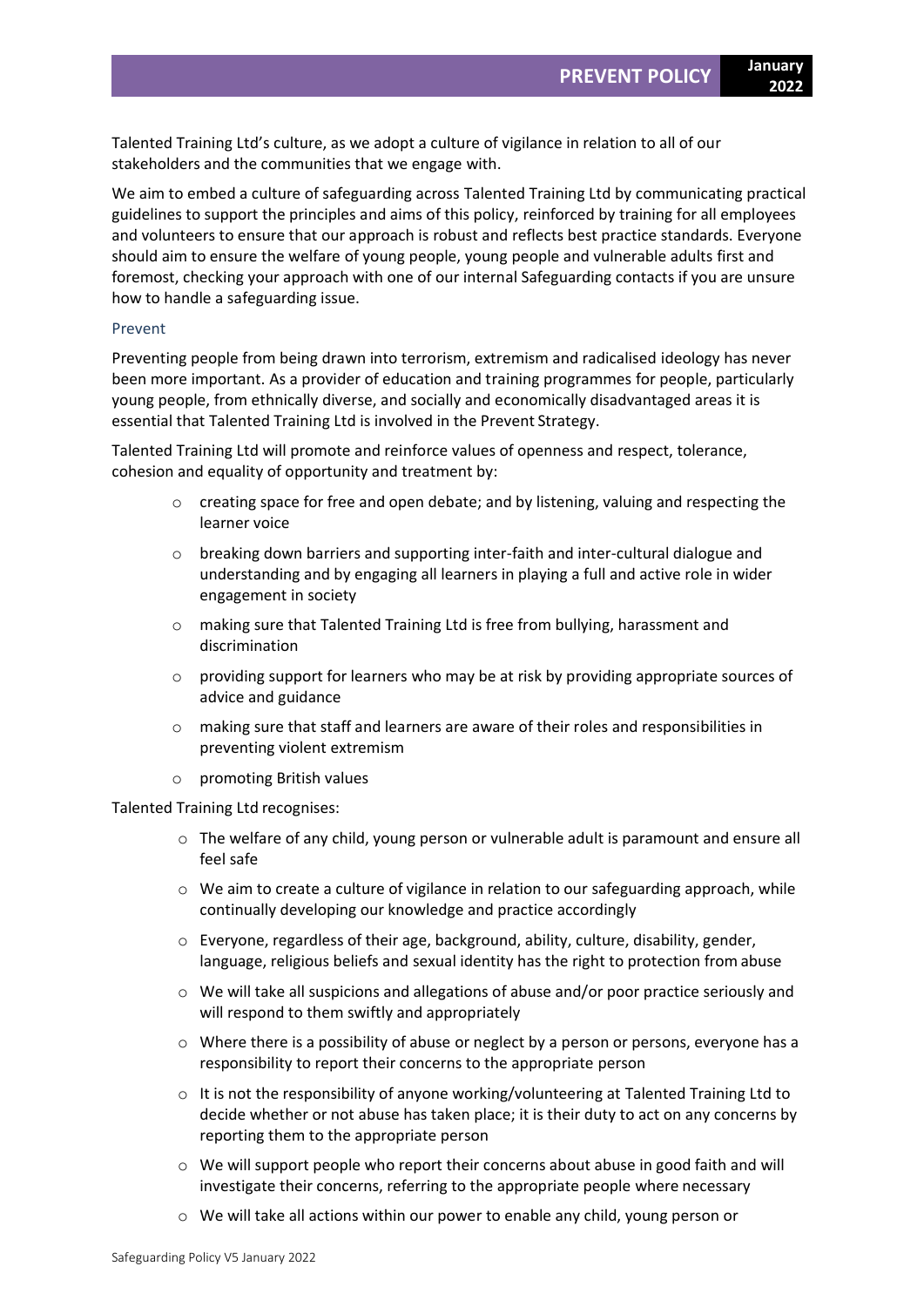Talented Training Ltd's culture, as we adopt a culture of vigilance in relation to all of our stakeholders and the communities that we engage with.

We aim to embed a culture of safeguarding across Talented Training Ltd by communicating practical guidelines to support the principles and aims of this policy, reinforced by training for all employees and volunteers to ensure that our approach is robust and reflects best practice standards. Everyone should aim to ensure the welfare of young people, young people and vulnerable adults first and foremost, checking your approach with one of our internal Safeguarding contacts if you are unsure how to handle a safeguarding issue.

### Prevent

Preventing people from being drawn into terrorism, extremism and radicalised ideology has never been more important. As a provider of education and training programmes for people, particularly young people, from ethnically diverse, and socially and economically disadvantaged areas it is essential that Talented Training Ltd is involved in the Prevent Strategy.

Talented Training Ltd will promote and reinforce values of openness and respect, tolerance, cohesion and equality of opportunity and treatment by:

- creating space for free and open debate; and by listening, valuing and respecting the learner voice
- breaking down barriers and supporting inter-faith and inter-cultural dialogue and understanding and by engaging all learners in playing a full and active role in wider engagement in society
- making sure that Talented Training Ltd is free from bullying, harassment and discrimination
- providing support for learners who may be at risk by providing appropriate sources of advice and guidance
- making sure that staff and learners are aware of their roles and responsibilities in preventing violent extremism
- promoting British values

Talented Training Ltd recognises:

- The welfare of any child, young person or vulnerable adult is paramount and ensure all feel safe
- We aim to create a culture of vigilance in relation to our safeguarding approach, while continually developing our knowledge and practice accordingly
- Everyone, regardless of their age, background, ability, culture, disability, gender, language, religious beliefs and sexual identity has the right to protection from abuse
- We will take all suspicions and allegations of abuse and/or poor practice seriously and will respond to them swiftly and appropriately
- Where there is a possibility of abuse or neglect by a person or persons, everyone has a responsibility to report their concerns to the appropriate person
- It is not the responsibility of anyone working/volunteering at Talented Training Ltd to decide whether or not abuse has taken place; it is their duty to act on any concerns by reporting them to the appropriate person
- We will support people who report their concerns about abuse in good faith and will investigate their concerns, referring to the appropriate people where necessary
- We will take all actions within our power to enable any child, young person or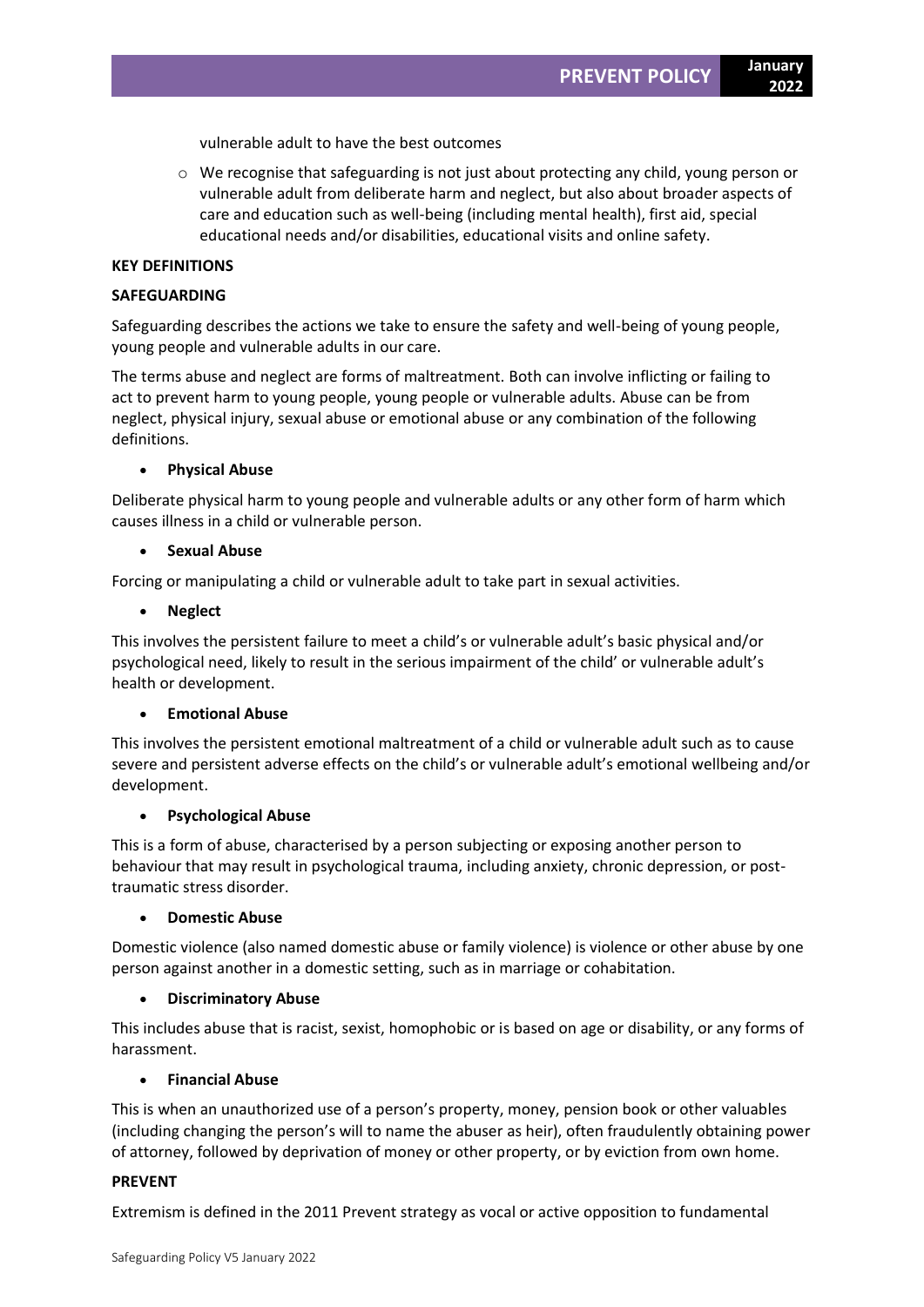vulnerable adult to have the best outcomes

- We recognise that safeguarding is not just about protecting any child, young person or vulnerable adult from deliberate harm and neglect, but also about broader aspects of care and education such as well-being (including mental health), first aid, special educational needs and/or disabilities, educational visits and online safety.

**KEY DEFINITIONS**

**SAFEGUARDING**

Safeguarding describes the actions we take to ensure the safety and well-being of young people, young people and vulnerable adults in our care.

The terms abuse and neglect are forms of maltreatment. Both can involve inflicting or failing to act to prevent harm to young people, young people or vulnerable adults. Abuse can be from neglect, physical injury, sexual abuse or emotional abuse or any combination of the following definitions.

- **Physical Abuse**

Deliberate physical harm to young people and vulnerable adults or any other form of harm which causes illness in a child or vulnerable person.

- **Sexual Abuse**

Forcing or manipulating a child or vulnerable adult to take part in sexual activities.

- **Neglect**

This involves the persistent failure to meet a child's or vulnerable adult's basic physical and/or psychological need, likely to result in the serious impairment of the child' or vulnerable adult's health or development.

- **Emotional Abuse**

This involves the persistent emotional maltreatment of a child or vulnerable adult such as to cause severe and persistent adverse effects on the child's or vulnerable adult's emotional wellbeing and/or development.

- **Psychological Abuse**

This is a form of abuse, characterised by a person subjecting or exposing another person to behaviour that may result in psychological trauma, including anxiety, chronic depression, or post-traumatic stress disorder.

- **Domestic Abuse**

Domestic violence (also named domestic abuse or family violence) is violence or other abuse by one person against another in a domestic setting, such as in marriage or cohabitation.

- **Discriminatory Abuse**

This includes abuse that is racist, sexist, homophobic or is based on age or disability, or any forms of harassment.

- **Financial Abuse**

This is when an unauthorized use of a person's property, money, pension book or other valuables (including changing the person's will to name the abuser as heir), often fraudulently obtaining power of attorney, followed by deprivation of money or other property, or by eviction from own home.

**PREVENT**

Extremism is defined in the 2011 Prevent strategy as vocal or active opposition to fundamental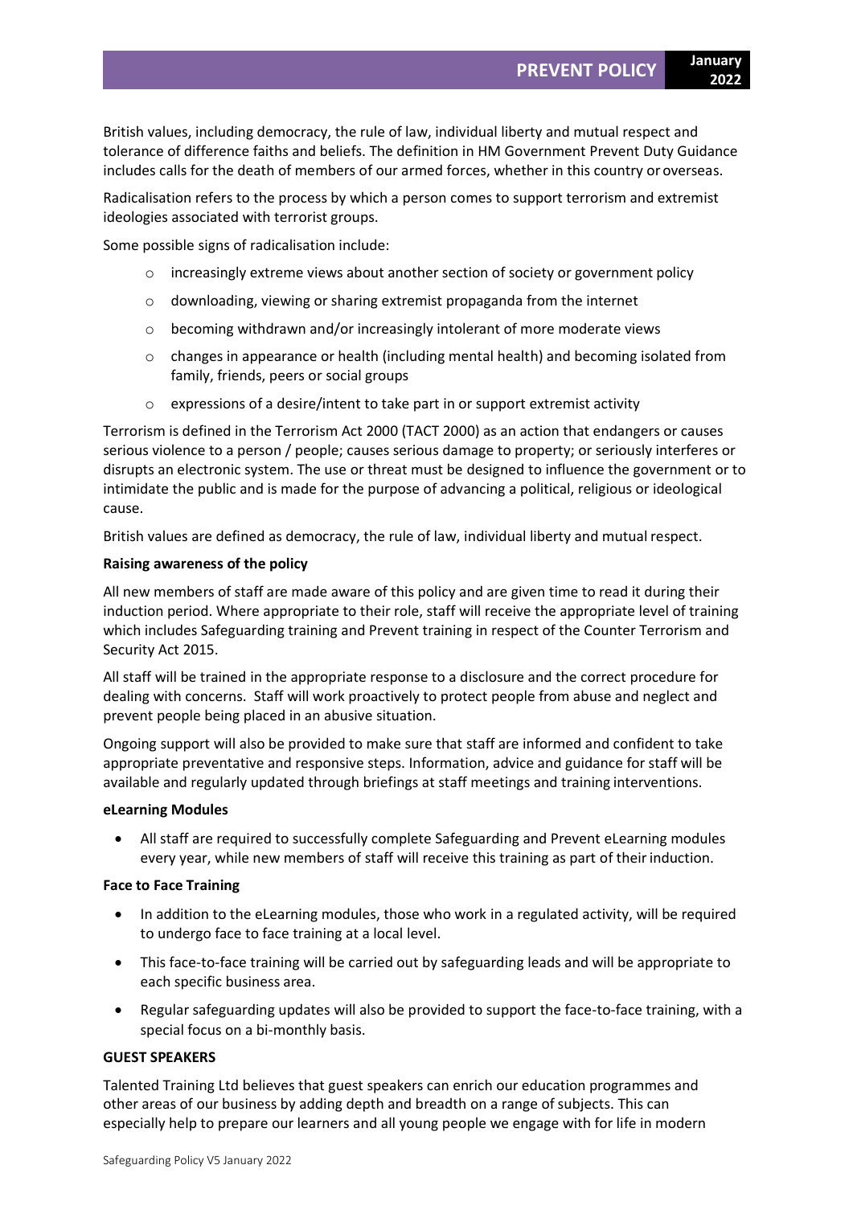British values, including democracy, the rule of law, individual liberty and mutual respect and tolerance of difference faiths and beliefs. The definition in HM Government Prevent Duty Guidance includes calls for the death of members of our armed forces, whether in this country or overseas.

Radicalisation refers to the process by which a person comes to support terrorism and extremist ideologies associated with terrorist groups.

Some possible signs of radicalisation include:

- increasingly extreme views about another section of society or government policy
- downloading, viewing or sharing extremist propaganda from the internet
- becoming withdrawn and/or increasingly intolerant of more moderate views
- changes in appearance or health (including mental health) and becoming isolated from family, friends, peers or social groups
- expressions of a desire/intent to take part in or support extremist activity

Terrorism is defined in the Terrorism Act 2000 (TACT 2000) as an action that endangers or causes serious violence to a person / people; causes serious damage to property; or seriously interferes or disrupts an electronic system. The use or threat must be designed to influence the government or to intimidate the public and is made for the purpose of advancing a political, religious or ideological cause.

British values are defined as democracy, the rule of law, individual liberty and mutual respect.

**Raising awareness of the policy**

All new members of staff are made aware of this policy and are given time to read it during their induction period. Where appropriate to their role, staff will receive the appropriate level of training which includes Safeguarding training and Prevent training in respect of the Counter Terrorism and Security Act 2015.

All staff will be trained in the appropriate response to a disclosure and the correct procedure for dealing with concerns. Staff will work proactively to protect people from abuse and neglect and prevent people being placed in an abusive situation.

Ongoing support will also be provided to make sure that staff are informed and confident to take appropriate preventative and responsive steps. Information, advice and guidance for staff will be available and regularly updated through briefings at staff meetings and training interventions.

**eLearning Modules**

- All staff are required to successfully complete Safeguarding and Prevent eLearning modules every year, while new members of staff will receive this training as part of their induction.

**Face to Face Training**

- In addition to the eLearning modules, those who work in a regulated activity, will be required to undergo face to face training at a local level.
- This face-to-face training will be carried out by safeguarding leads and will be appropriate to each specific business area.
- Regular safeguarding updates will also be provided to support the face-to-face training, with a special focus on a bi-monthly basis.

**GUEST SPEAKERS**

Talented Training Ltd believes that guest speakers can enrich our education programmes and other areas of our business by adding depth and breadth on a range of subjects. This can especially help to prepare our learners and all young people we engage with for life in modern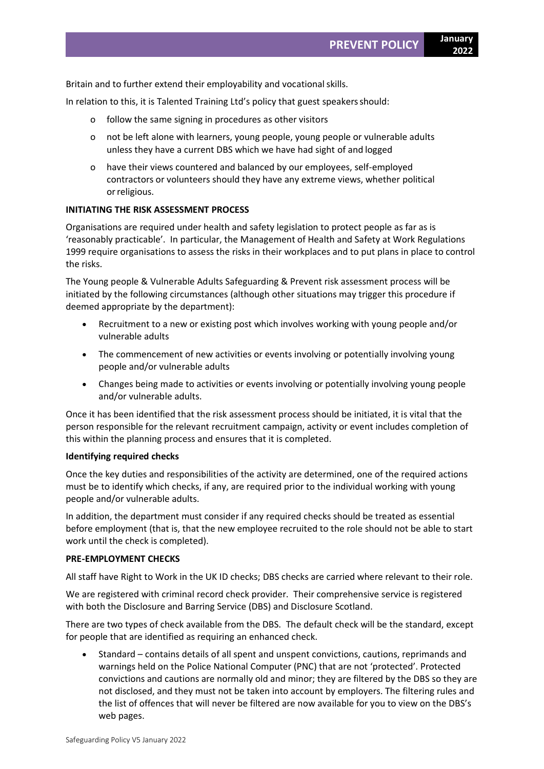Britain and to further extend their employability and vocational skills.

In relation to this, it is Talented Training Ltd's policy that guest speakers should:

- follow the same signing in procedures as other visitors
- not be left alone with learners, young people, young people or vulnerable adults unless they have a current DBS which we have had sight of and logged
- have their views countered and balanced by our employees, self-employed contractors or volunteers should they have any extreme views, whether political or religious.

**INITIATING THE RISK ASSESSMENT PROCESS**

Organisations are required under health and safety legislation to protect people as far as is 'reasonably practicable'. In particular, the Management of Health and Safety at Work Regulations 1999 require organisations to assess the risks in their workplaces and to put plans in place to control the risks.

The Young people & Vulnerable Adults Safeguarding & Prevent risk assessment process will be initiated by the following circumstances (although other situations may trigger this procedure if deemed appropriate by the department):

- Recruitment to a new or existing post which involves working with young people and/or vulnerable adults
- The commencement of new activities or events involving or potentially involving young people and/or vulnerable adults
- Changes being made to activities or events involving or potentially involving young people and/or vulnerable adults.

Once it has been identified that the risk assessment process should be initiated, it is vital that the person responsible for the relevant recruitment campaign, activity or event includes completion of this within the planning process and ensures that it is completed.

**Identifying required checks**

Once the key duties and responsibilities of the activity are determined, one of the required actions must be to identify which checks, if any, are required prior to the individual working with young people and/or vulnerable adults.

In addition, the department must consider if any required checks should be treated as essential before employment (that is, that the new employee recruited to the role should not be able to start work until the check is completed).

**PRE-EMPLOYMENT CHECKS**

All staff have Right to Work in the UK ID checks; DBS checks are carried where relevant to their role.

We are registered with criminal record check provider. Their comprehensive service is registered with both the Disclosure and Barring Service (DBS) and Disclosure Scotland.

There are two types of check available from the DBS. The default check will be the standard, except for people that are identified as requiring an enhanced check.

- Standard – contains details of all spent and unspent convictions, cautions, reprimands and warnings held on the Police National Computer (PNC) that are not 'protected'. Protected convictions and cautions are normally old and minor; they are filtered by the DBS so they are not disclosed, and they must not be taken into account by employers. The filtering rules and the list of offences that will never be filtered are now available for you to view on the DBS's web pages.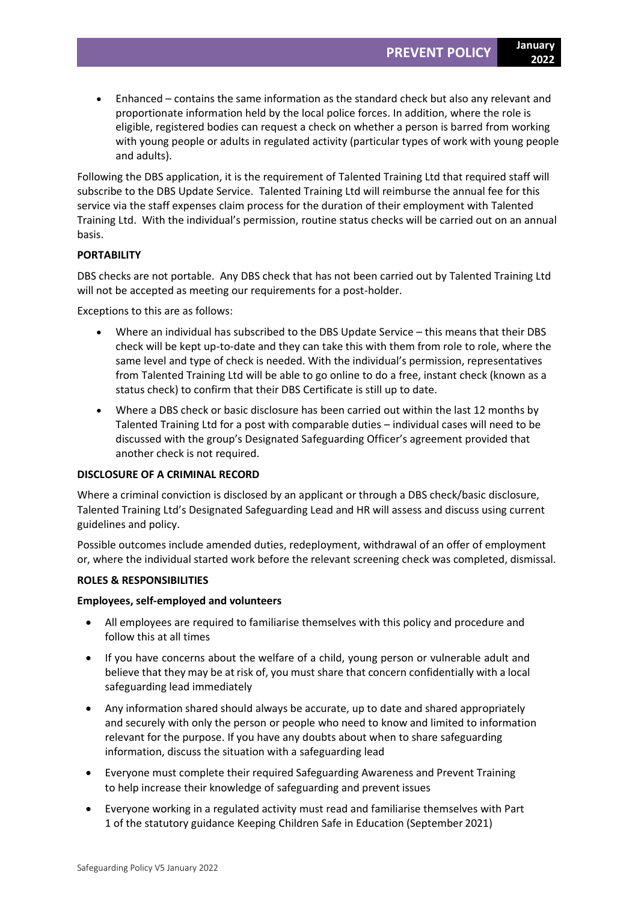- Enhanced – contains the same information as the standard check but also any relevant and proportionate information held by the local police forces. In addition, where the role is eligible, registered bodies can request a check on whether a person is barred from working with young people or adults in regulated activity (particular types of work with young people and adults).

Following the DBS application, it is the requirement of Talented Training Ltd that required staff will subscribe to the DBS Update Service. Talented Training Ltd will reimburse the annual fee for this service via the staff expenses claim process for the duration of their employment with Talented Training Ltd. With the individual's permission, routine status checks will be carried out on an annual basis.

**PORTABILITY**

DBS checks are not portable. Any DBS check that has not been carried out by Talented Training Ltd will not be accepted as meeting our requirements for a post-holder.

Exceptions to this are as follows:

- Where an individual has subscribed to the DBS Update Service – this means that their DBS check will be kept up-to-date and they can take this with them from role to role, where the same level and type of check is needed. With the individual's permission, representatives from Talented Training Ltd will be able to go online to do a free, instant check (known as a status check) to confirm that their DBS Certificate is still up to date.
- Where a DBS check or basic disclosure has been carried out within the last 12 months by Talented Training Ltd for a post with comparable duties – individual cases will need to be discussed with the group's Designated Safeguarding Officer's agreement provided that another check is not required.

**DISCLOSURE OF A CRIMINAL RECORD**

Where a criminal conviction is disclosed by an applicant or through a DBS check/basic disclosure, Talented Training Ltd's Designated Safeguarding Lead and HR will assess and discuss using current guidelines and policy.

Possible outcomes include amended duties, redeployment, withdrawal of an offer of employment or, where the individual started work before the relevant screening check was completed, dismissal.

**ROLES & RESPONSIBILITIES**

**Employees, self-employed and volunteers**

- All employees are required to familiarise themselves with this policy and procedure and follow this at all times
- If you have concerns about the welfare of a child, young person or vulnerable adult and believe that they may be at risk of, you must share that concern confidentially with a local safeguarding lead immediately
- Any information shared should always be accurate, up to date and shared appropriately and securely with only the person or people who need to know and limited to information relevant for the purpose. If you have any doubts about when to share safeguarding information, discuss the situation with a safeguarding lead
- Everyone must complete their required Safeguarding Awareness and Prevent Training to help increase their knowledge of safeguarding and prevent issues
- Everyone working in a regulated activity must read and familiarise themselves with Part 1 of the statutory guidance Keeping Children Safe in Education (September 2021)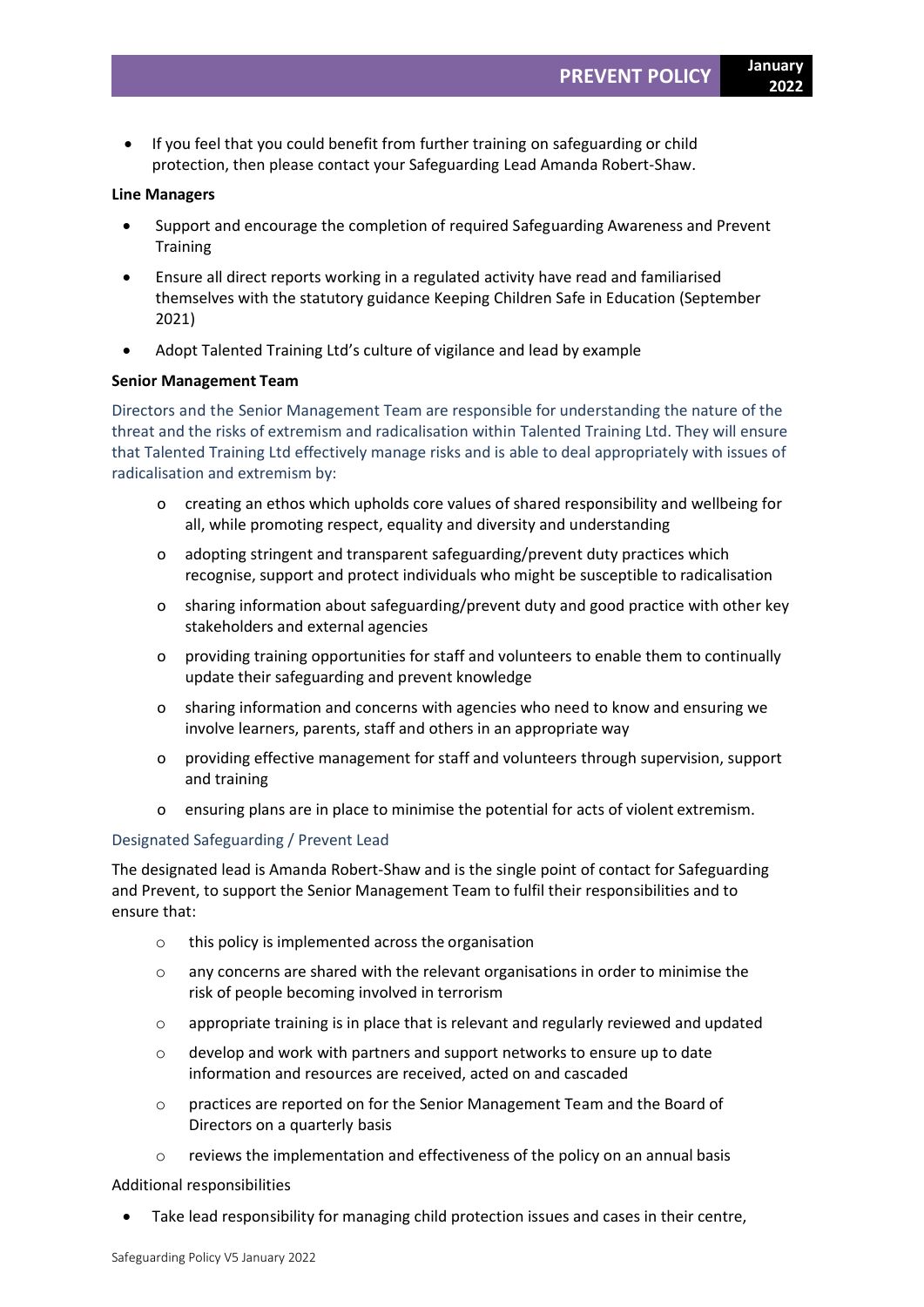- If you feel that you could benefit from further training on safeguarding or child protection, then please contact your Safeguarding Lead Amanda Robert-Shaw.

**Line Managers**

- Support and encourage the completion of required Safeguarding Awareness and Prevent Training
- Ensure all direct reports working in a regulated activity have read and familiarised themselves with the statutory guidance Keeping Children Safe in Education (September 2021)
- Adopt Talented Training Ltd's culture of vigilance and lead by example

**Senior Management Team**

Directors and the Senior Management Team are responsible for understanding the nature of the threat and the risks of extremism and radicalisation within Talented Training Ltd. They will ensure that Talented Training Ltd effectively manage risks and is able to deal appropriately with issues of radicalisation and extremism by:

- creating an ethos which upholds core values of shared responsibility and wellbeing for all, while promoting respect, equality and diversity and understanding
- adopting stringent and transparent safeguarding/prevent duty practices which recognise, support and protect individuals who might be susceptible to radicalisation
- sharing information about safeguarding/prevent duty and good practice with other key stakeholders and external agencies
- providing training opportunities for staff and volunteers to enable them to continually update their safeguarding and prevent knowledge
- sharing information and concerns with agencies who need to know and ensuring we involve learners, parents, staff and others in an appropriate way
- providing effective management for staff and volunteers through supervision, support and training
- ensuring plans are in place to minimise the potential for acts of violent extremism.

Designated Safeguarding / Prevent Lead

The designated lead is Amanda Robert-Shaw and is the single point of contact for Safeguarding and Prevent, to support the Senior Management Team to fulfil their responsibilities and to ensure that:

- this policy is implemented across the organisation
- any concerns are shared with the relevant organisations in order to minimise the risk of people becoming involved in terrorism
- appropriate training is in place that is relevant and regularly reviewed and updated
- develop and work with partners and support networks to ensure up to date information and resources are received, acted on and cascaded
- practices are reported on for the Senior Management Team and the Board of Directors on a quarterly basis
- reviews the implementation and effectiveness of the policy on an annual basis

Additional responsibilities

- Take lead responsibility for managing child protection issues and cases in their centre,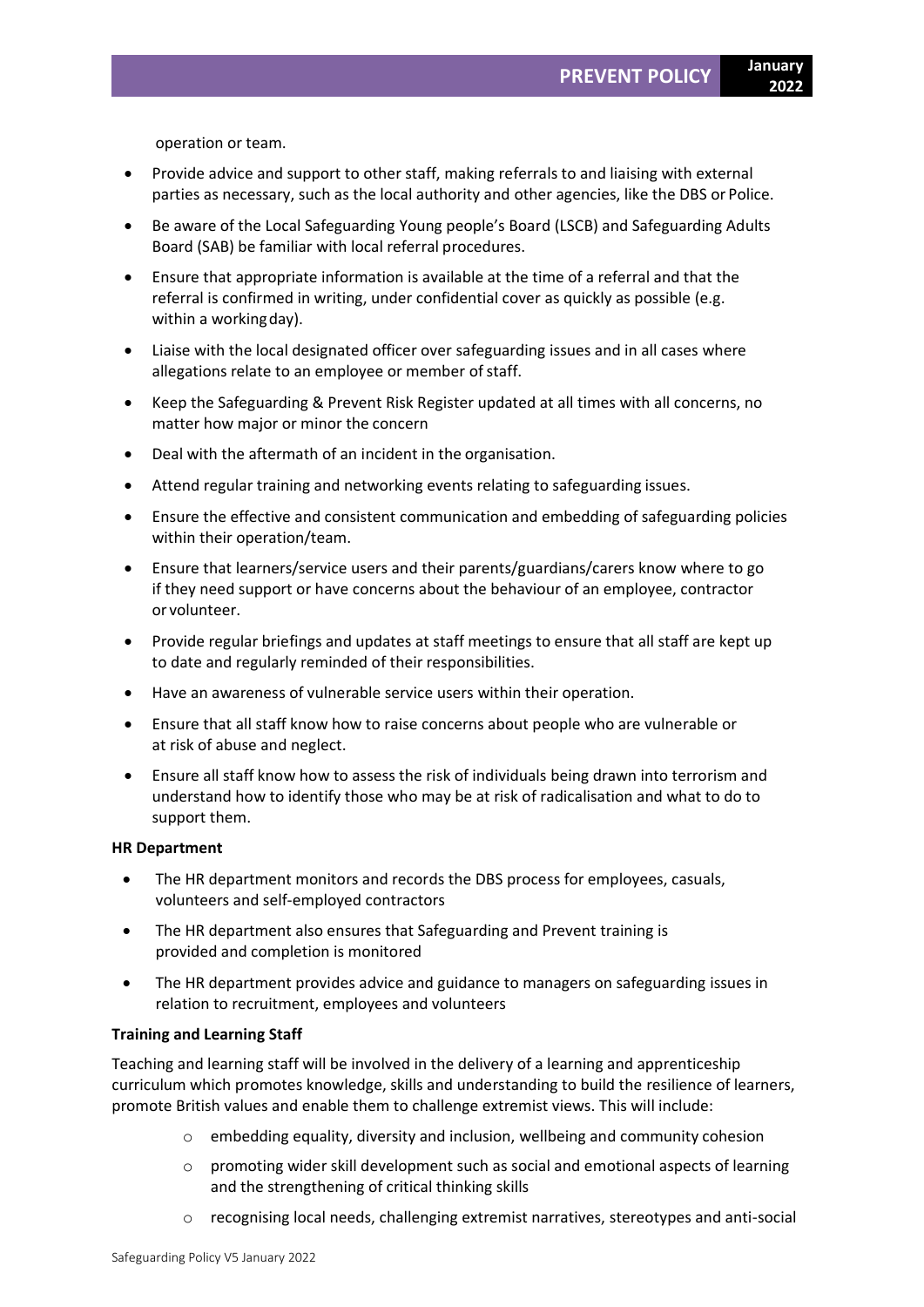operation or team.

- Provide advice and support to other staff, making referrals to and liaising with external parties as necessary, such as the local authority and other agencies, like the DBS or Police.
- Be aware of the Local Safeguarding Young people's Board (LSCB) and Safeguarding Adults Board (SAB) be familiar with local referral procedures.
- Ensure that appropriate information is available at the time of a referral and that the referral is confirmed in writing, under confidential cover as quickly as possible (e.g. within a working day).
- Liaise with the local designated officer over safeguarding issues and in all cases where allegations relate to an employee or member of staff.
- Keep the Safeguarding & Prevent Risk Register updated at all times with all concerns, no matter how major or minor the concern
- Deal with the aftermath of an incident in the organisation.
- Attend regular training and networking events relating to safeguarding issues.
- Ensure the effective and consistent communication and embedding of safeguarding policies within their operation/team.
- Ensure that learners/service users and their parents/guardians/carers know where to go if they need support or have concerns about the behaviour of an employee, contractor or volunteer.
- Provide regular briefings and updates at staff meetings to ensure that all staff are kept up to date and regularly reminded of their responsibilities.
- Have an awareness of vulnerable service users within their operation.
- Ensure that all staff know how to raise concerns about people who are vulnerable or at risk of abuse and neglect.
- Ensure all staff know how to assess the risk of individuals being drawn into terrorism and understand how to identify those who may be at risk of radicalisation and what to do to support them.

**HR Department**

- The HR department monitors and records the DBS process for employees, casuals, volunteers and self-employed contractors
- The HR department also ensures that Safeguarding and Prevent training is provided and completion is monitored
- The HR department provides advice and guidance to managers on safeguarding issues in relation to recruitment, employees and volunteers

**Training and Learning Staff**

Teaching and learning staff will be involved in the delivery of a learning and apprenticeship curriculum which promotes knowledge, skills and understanding to build the resilience of learners, promote British values and enable them to challenge extremist views. This will include:

- embedding equality, diversity and inclusion, wellbeing and community cohesion
- promoting wider skill development such as social and emotional aspects of learning and the strengthening of critical thinking skills
- recognising local needs, challenging extremist narratives, stereotypes and anti-social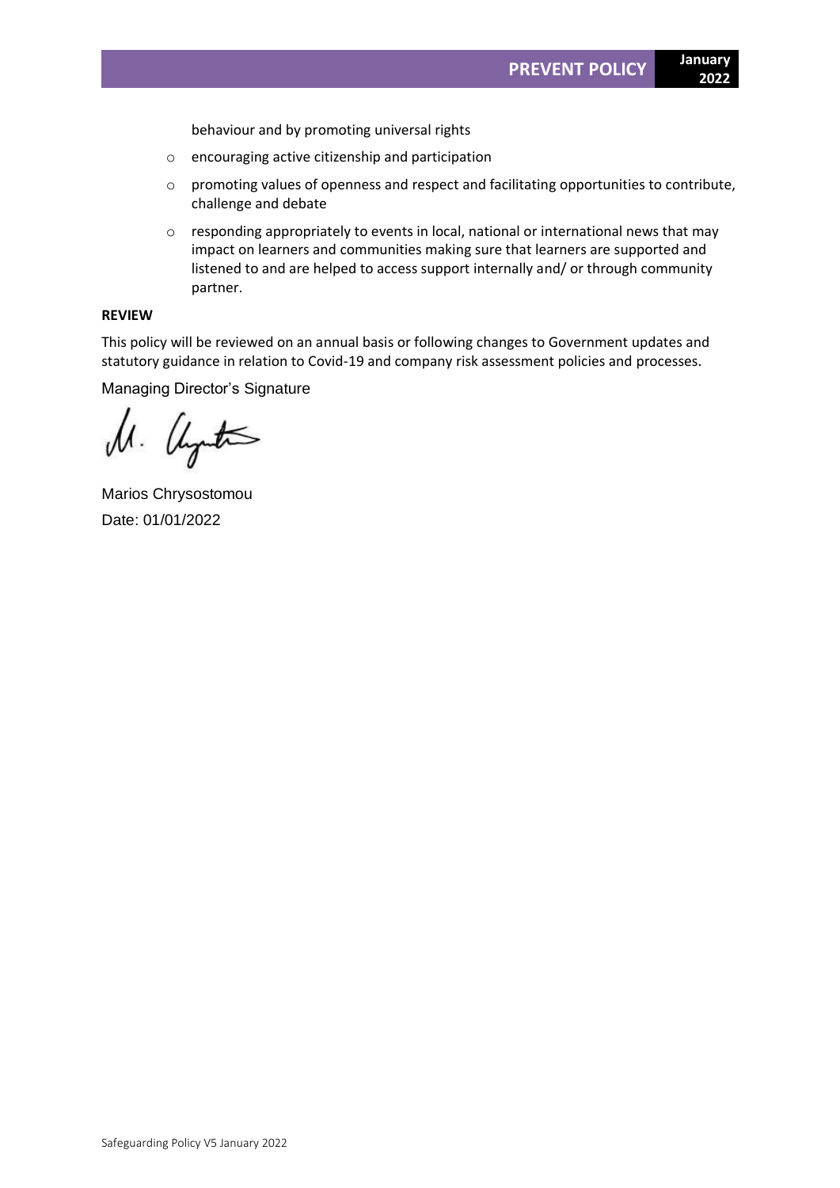behaviour and by promoting universal rights

- encouraging active citizenship and participation
- promoting values of openness and respect and facilitating opportunities to contribute, challenge and debate
- responding appropriately to events in local, national or international news that may impact on learners and communities making sure that learners are supported and listened to and are helped to access support internally and/ or through community partner.

**REVIEW**

This policy will be reviewed on an annual basis or following changes to Government updates and statutory guidance in relation to Covid-19 and company risk assessment policies and processes.

Managing Director's Signature

Marios Chrysostomou
Date: 01/01/2022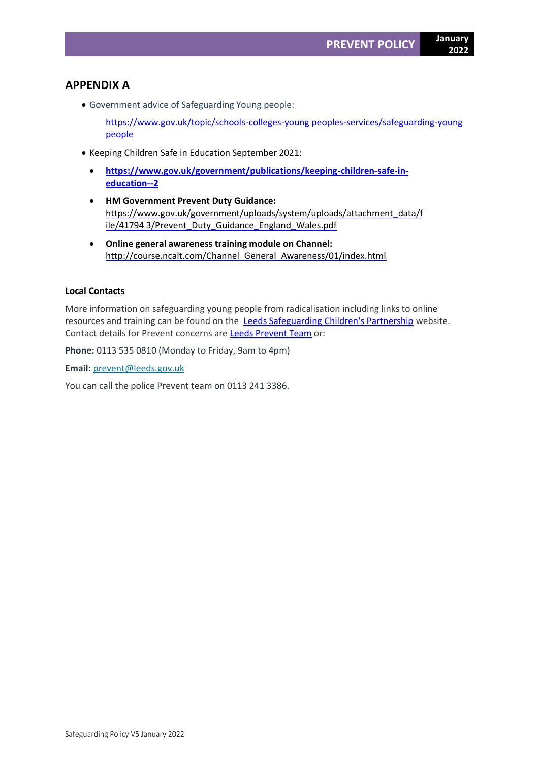## APPENDIX A

- Government advice of Safeguarding Young people:

  https://www.gov.uk/topic/schools-colleges-young peoples-services/safeguarding-young people

- Keeping Children Safe in Education September 2021:
  - **https://www.gov.uk/government/publications/keeping-children-safe-in-education--2**
  - **HM Government Prevent Duty Guidance:** https://www.gov.uk/government/uploads/system/uploads/attachment_data/file/41794 3/Prevent_Duty_Guidance_England_Wales.pdf
  - **Online general awareness training module on Channel:** http://course.ncalt.com/Channel_General_Awareness/01/index.html

**Local Contacts**

More information on safeguarding young people from radicalisation including links to online resources and training can be found on the Leeds Safeguarding Children's Partnership website. Contact details for Prevent concerns are Leeds Prevent Team or:

**Phone:** 0113 535 0810 (Monday to Friday, 9am to 4pm)

**Email:** prevent@leeds.gov.uk

You can call the police Prevent team on 0113 241 3386.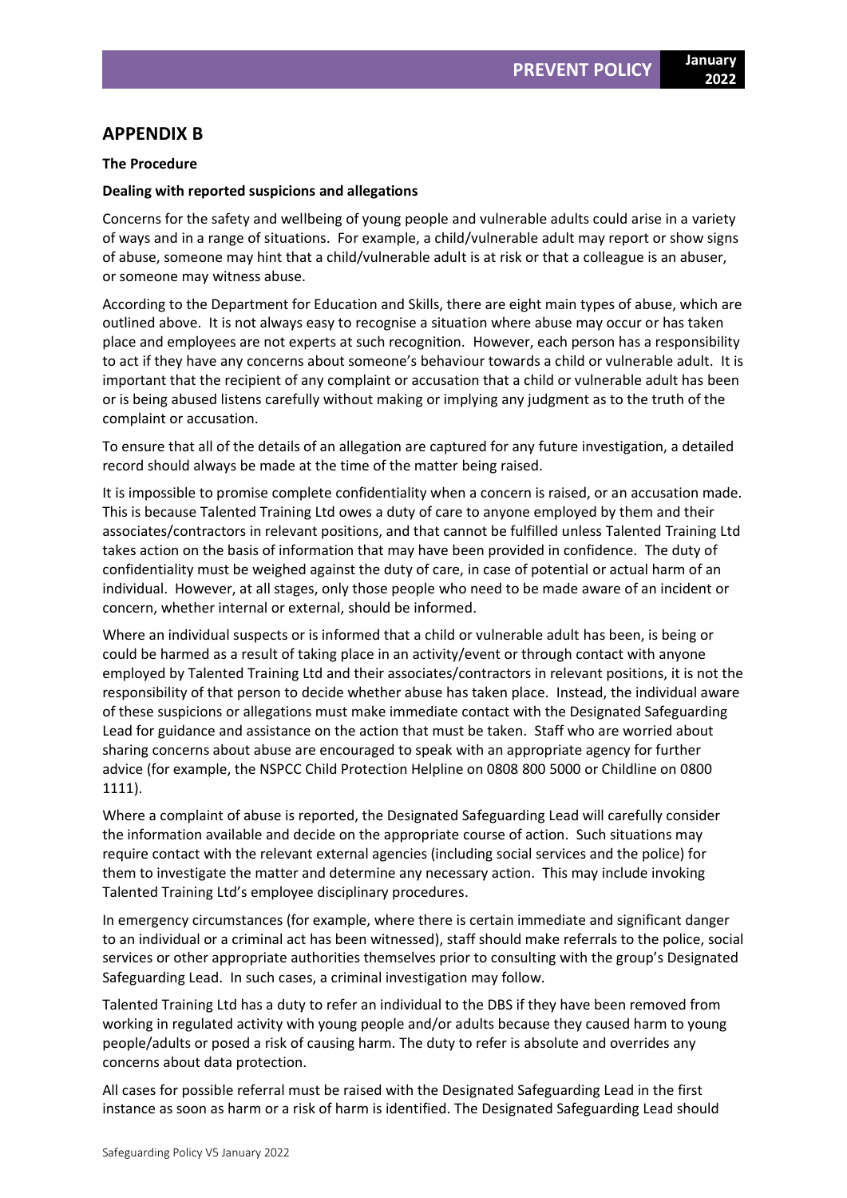## APPENDIX B

**The Procedure**

**Dealing with reported suspicions and allegations**

Concerns for the safety and wellbeing of young people and vulnerable adults could arise in a variety of ways and in a range of situations. For example, a child/vulnerable adult may report or show signs of abuse, someone may hint that a child/vulnerable adult is at risk or that a colleague is an abuser, or someone may witness abuse.

According to the Department for Education and Skills, there are eight main types of abuse, which are outlined above. It is not always easy to recognise a situation where abuse may occur or has taken place and employees are not experts at such recognition. However, each person has a responsibility to act if they have any concerns about someone's behaviour towards a child or vulnerable adult. It is important that the recipient of any complaint or accusation that a child or vulnerable adult has been or is being abused listens carefully without making or implying any judgment as to the truth of the complaint or accusation.

To ensure that all of the details of an allegation are captured for any future investigation, a detailed record should always be made at the time of the matter being raised.

It is impossible to promise complete confidentiality when a concern is raised, or an accusation made. This is because Talented Training Ltd owes a duty of care to anyone employed by them and their associates/contractors in relevant positions, and that cannot be fulfilled unless Talented Training Ltd takes action on the basis of information that may have been provided in confidence. The duty of confidentiality must be weighed against the duty of care, in case of potential or actual harm of an individual. However, at all stages, only those people who need to be made aware of an incident or concern, whether internal or external, should be informed.

Where an individual suspects or is informed that a child or vulnerable adult has been, is being or could be harmed as a result of taking place in an activity/event or through contact with anyone employed by Talented Training Ltd and their associates/contractors in relevant positions, it is not the responsibility of that person to decide whether abuse has taken place. Instead, the individual aware of these suspicions or allegations must make immediate contact with the Designated Safeguarding Lead for guidance and assistance on the action that must be taken. Staff who are worried about sharing concerns about abuse are encouraged to speak with an appropriate agency for further advice (for example, the NSPCC Child Protection Helpline on 0808 800 5000 or Childline on 0800 1111).

Where a complaint of abuse is reported, the Designated Safeguarding Lead will carefully consider the information available and decide on the appropriate course of action. Such situations may require contact with the relevant external agencies (including social services and the police) for them to investigate the matter and determine any necessary action. This may include invoking Talented Training Ltd's employee disciplinary procedures.

In emergency circumstances (for example, where there is certain immediate and significant danger to an individual or a criminal act has been witnessed), staff should make referrals to the police, social services or other appropriate authorities themselves prior to consulting with the group's Designated Safeguarding Lead. In such cases, a criminal investigation may follow.

Talented Training Ltd has a duty to refer an individual to the DBS if they have been removed from working in regulated activity with young people and/or adults because they caused harm to young people/adults or posed a risk of causing harm. The duty to refer is absolute and overrides any concerns about data protection.

All cases for possible referral must be raised with the Designated Safeguarding Lead in the first instance as soon as harm or a risk of harm is identified. The Designated Safeguarding Lead should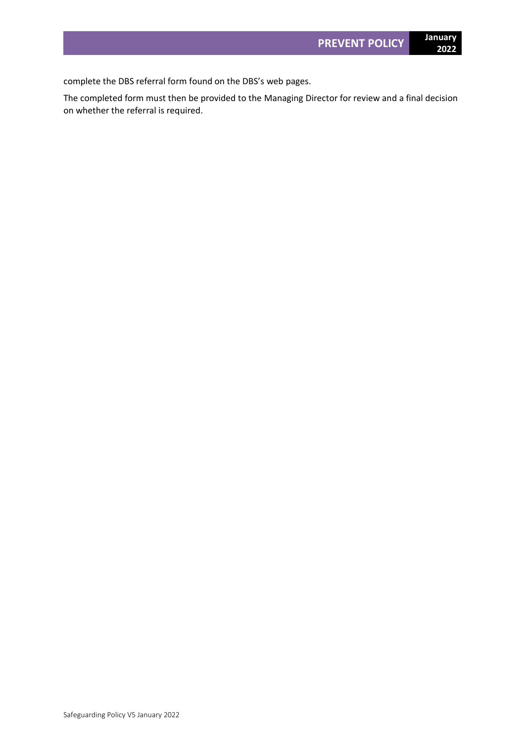complete the DBS referral form found on the DBS's web pages.

The completed form must then be provided to the Managing Director for review and a final decision on whether the referral is required.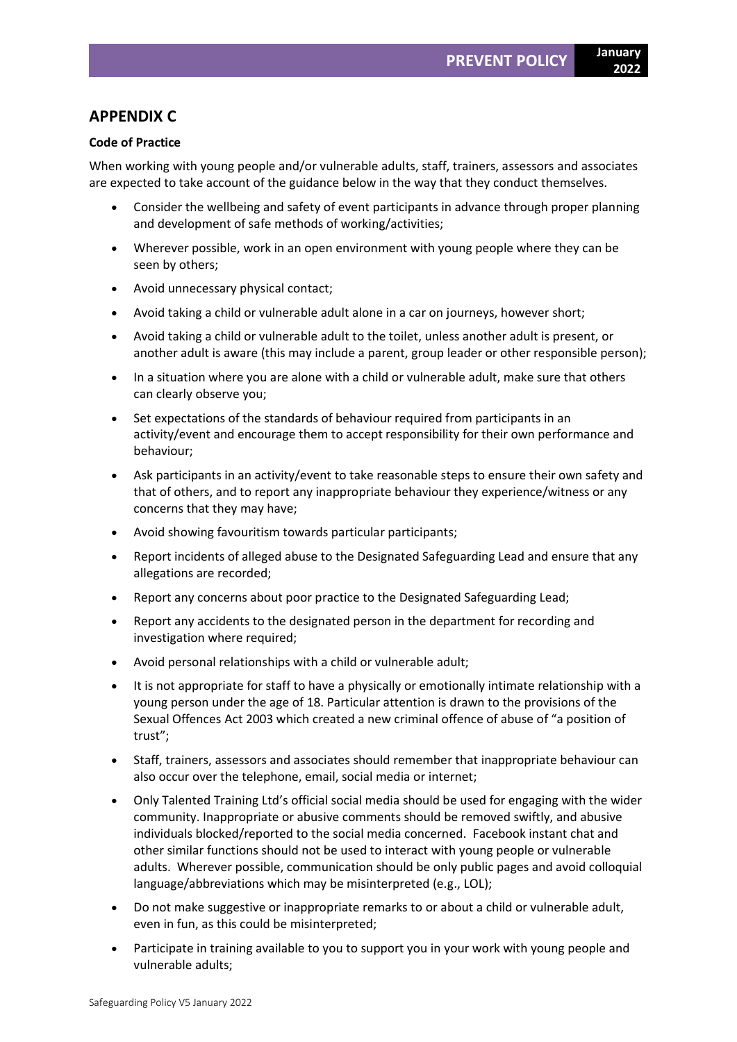## APPENDIX C

**Code of Practice**

When working with young people and/or vulnerable adults, staff, trainers, assessors and associates are expected to take account of the guidance below in the way that they conduct themselves.

- Consider the wellbeing and safety of event participants in advance through proper planning and development of safe methods of working/activities;
- Wherever possible, work in an open environment with young people where they can be seen by others;
- Avoid unnecessary physical contact;
- Avoid taking a child or vulnerable adult alone in a car on journeys, however short;
- Avoid taking a child or vulnerable adult to the toilet, unless another adult is present, or another adult is aware (this may include a parent, group leader or other responsible person);
- In a situation where you are alone with a child or vulnerable adult, make sure that others can clearly observe you;
- Set expectations of the standards of behaviour required from participants in an activity/event and encourage them to accept responsibility for their own performance and behaviour;
- Ask participants in an activity/event to take reasonable steps to ensure their own safety and that of others, and to report any inappropriate behaviour they experience/witness or any concerns that they may have;
- Avoid showing favouritism towards particular participants;
- Report incidents of alleged abuse to the Designated Safeguarding Lead and ensure that any allegations are recorded;
- Report any concerns about poor practice to the Designated Safeguarding Lead;
- Report any accidents to the designated person in the department for recording and investigation where required;
- Avoid personal relationships with a child or vulnerable adult;
- It is not appropriate for staff to have a physically or emotionally intimate relationship with a young person under the age of 18. Particular attention is drawn to the provisions of the Sexual Offences Act 2003 which created a new criminal offence of abuse of "a position of trust";
- Staff, trainers, assessors and associates should remember that inappropriate behaviour can also occur over the telephone, email, social media or internet;
- Only Talented Training Ltd's official social media should be used for engaging with the wider community. Inappropriate or abusive comments should be removed swiftly, and abusive individuals blocked/reported to the social media concerned. Facebook instant chat and other similar functions should not be used to interact with young people or vulnerable adults. Wherever possible, communication should be only public pages and avoid colloquial language/abbreviations which may be misinterpreted (e.g., LOL);
- Do not make suggestive or inappropriate remarks to or about a child or vulnerable adult, even in fun, as this could be misinterpreted;
- Participate in training available to you to support you in your work with young people and vulnerable adults;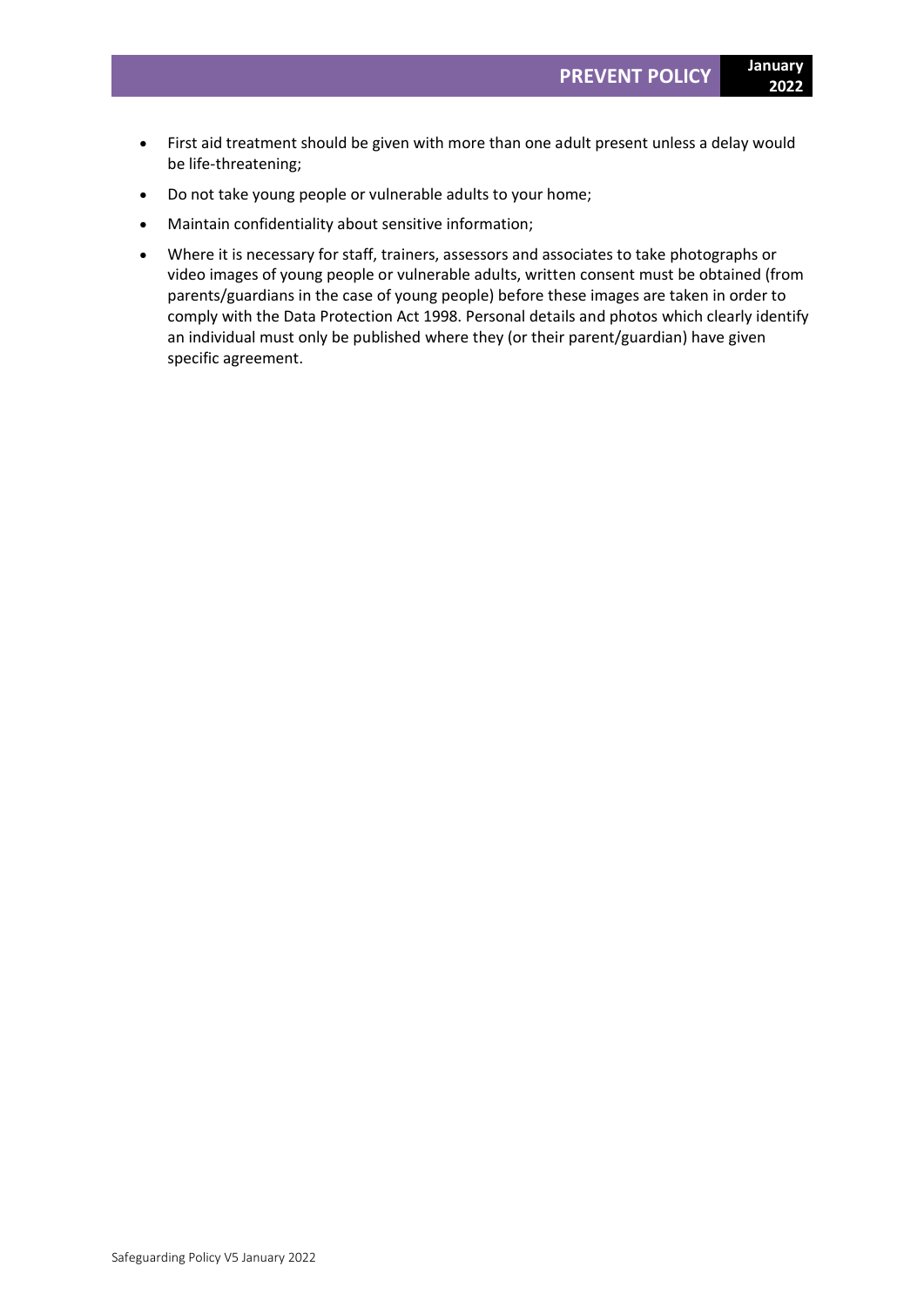- First aid treatment should be given with more than one adult present unless a delay would be life-threatening;
- Do not take young people or vulnerable adults to your home;
- Maintain confidentiality about sensitive information;
- Where it is necessary for staff, trainers, assessors and associates to take photographs or video images of young people or vulnerable adults, written consent must be obtained (from parents/guardians in the case of young people) before these images are taken in order to comply with the Data Protection Act 1998. Personal details and photos which clearly identify an individual must only be published where they (or their parent/guardian) have given specific agreement.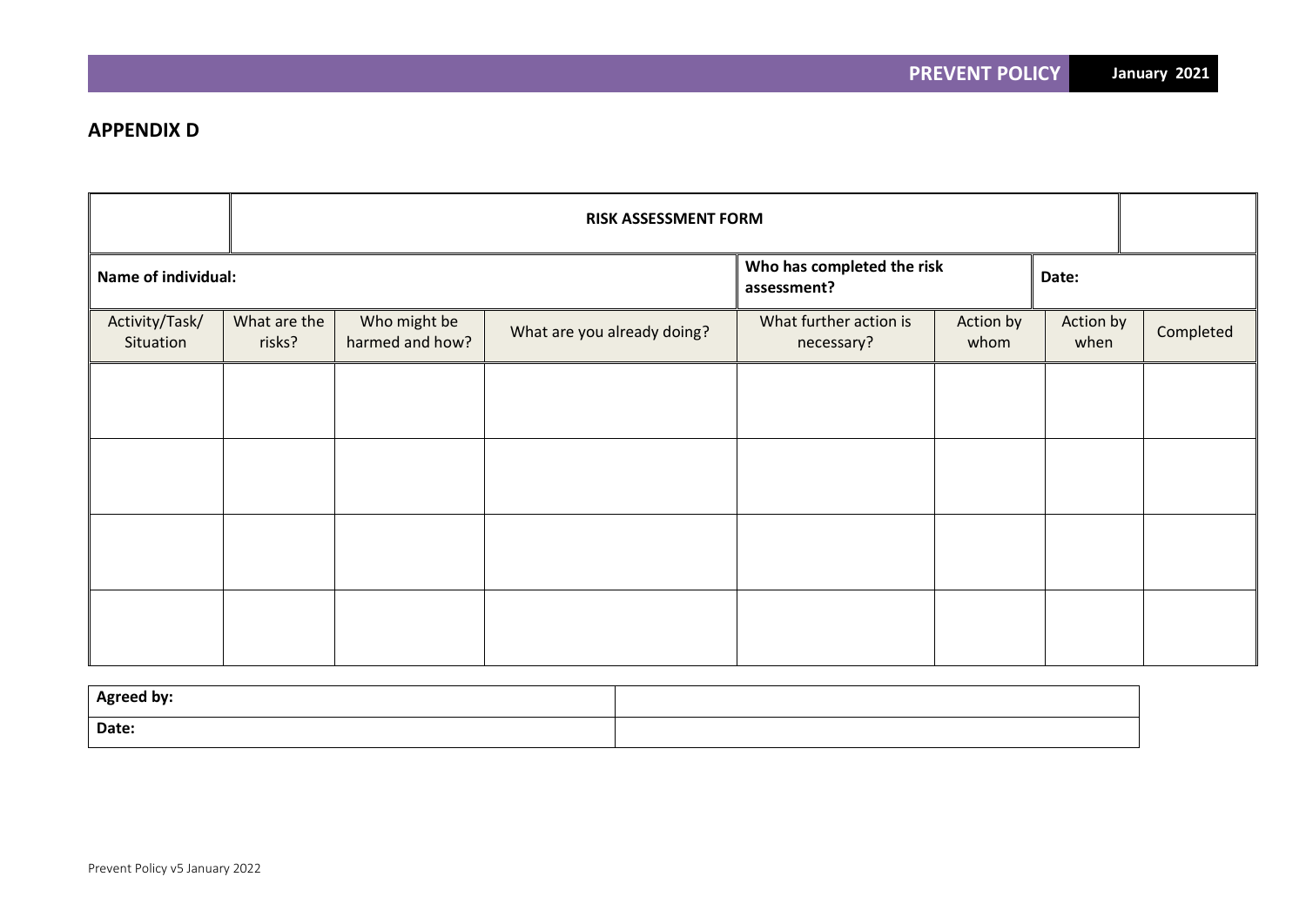## APPENDIX D

| | | | | | | | |
|---|---|---|---|---|---|---|---|
| | **RISK ASSESSMENT FORM** | | | | | | |
| **Name of individual:** | | | | **Who has completed the risk assessment?** | | **Date:** | |
| Activity/Task/ Situation | What are the risks? | Who might be harmed and how? | What are you already doing? | What further action is necessary? | Action by whom | Action by when | Completed |
| | | | | | | | |
| | | | | | | | |
| | | | | | | | |
| | | | | | | | |

| | |
|---|---|
| **Agreed by:** | |
| **Date:** | |